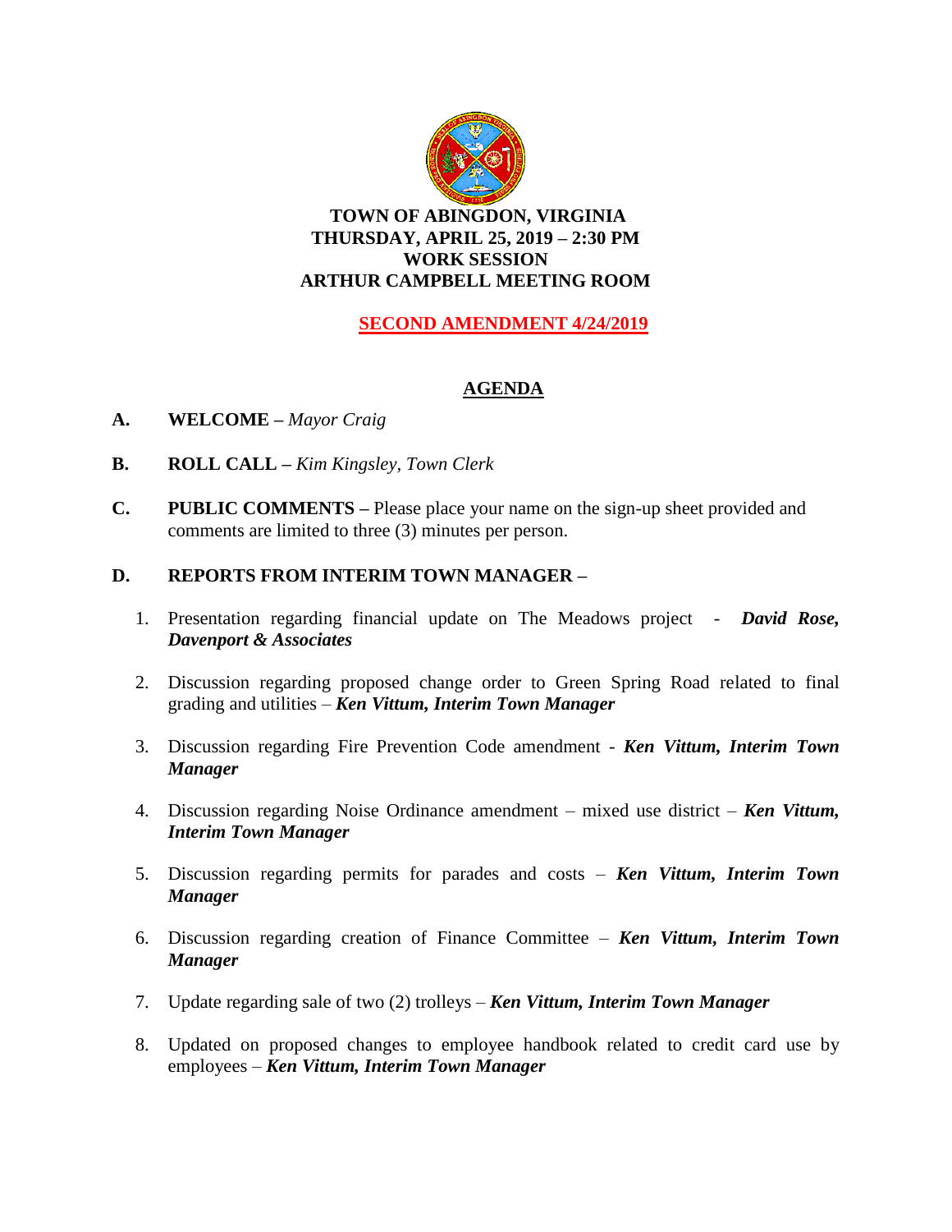**TOWN OF ABINGDON, VIRGINIA**
**THURSDAY, APRIL 25, 2019 – 2:30 PM**
**WORK SESSION**
**ARTHUR CAMPBELL MEETING ROOM**

**SECOND AMENDMENT 4/24/2019**

## AGENDA

**A. WELCOME –** *Mayor Craig*

**B. ROLL CALL –** *Kim Kingsley, Town Clerk*

**C. PUBLIC COMMENTS –** Please place your name on the sign-up sheet provided and comments are limited to three (3) minutes per person.

**D. REPORTS FROM INTERIM TOWN MANAGER –**

1. Presentation regarding financial update on The Meadows project - ***David Rose, Davenport & Associates***

2. Discussion regarding proposed change order to Green Spring Road related to final grading and utilities – ***Ken Vittum, Interim Town Manager***

3. Discussion regarding Fire Prevention Code amendment - ***Ken Vittum, Interim Town Manager***

4. Discussion regarding Noise Ordinance amendment – mixed use district – ***Ken Vittum, Interim Town Manager***

5. Discussion regarding permits for parades and costs – ***Ken Vittum, Interim Town Manager***

6. Discussion regarding creation of Finance Committee – ***Ken Vittum, Interim Town Manager***

7. Update regarding sale of two (2) trolleys – ***Ken Vittum, Interim Town Manager***

8. Updated on proposed changes to employee handbook related to credit card use by employees – ***Ken Vittum, Interim Town Manager***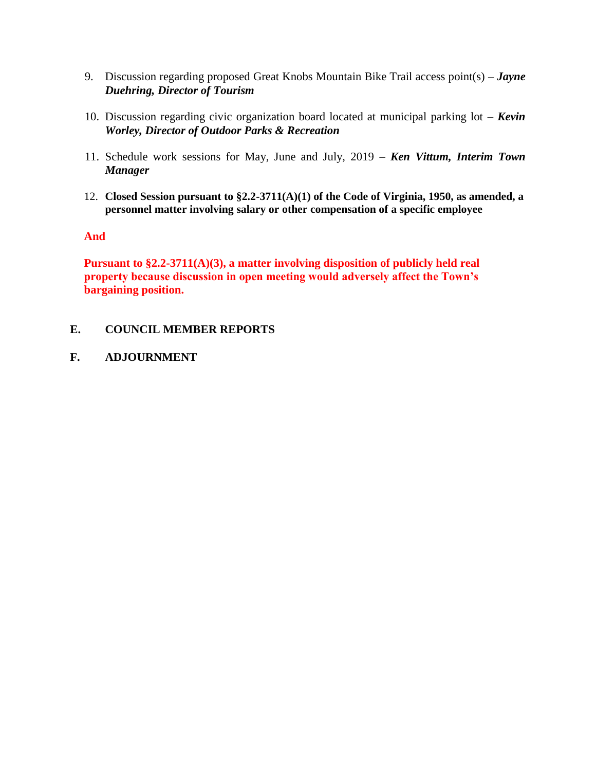9. Discussion regarding proposed Great Knobs Mountain Bike Trail access point(s) – ***Jayne Duehring, Director of Tourism***

10. Discussion regarding civic organization board located at municipal parking lot – ***Kevin Worley, Director of Outdoor Parks & Recreation***

11. Schedule work sessions for May, June and July, 2019 – ***Ken Vittum, Interim Town Manager***

12. **Closed Session pursuant to §2.2-3711(A)(1) of the Code of Virginia, 1950, as amended, a personnel matter involving salary or other compensation of a specific employee**

**And**

**Pursuant to §2.2-3711(A)(3), a matter involving disposition of publicly held real property because discussion in open meeting would adversely affect the Town's bargaining position.**

## E. COUNCIL MEMBER REPORTS

## F. ADJOURNMENT